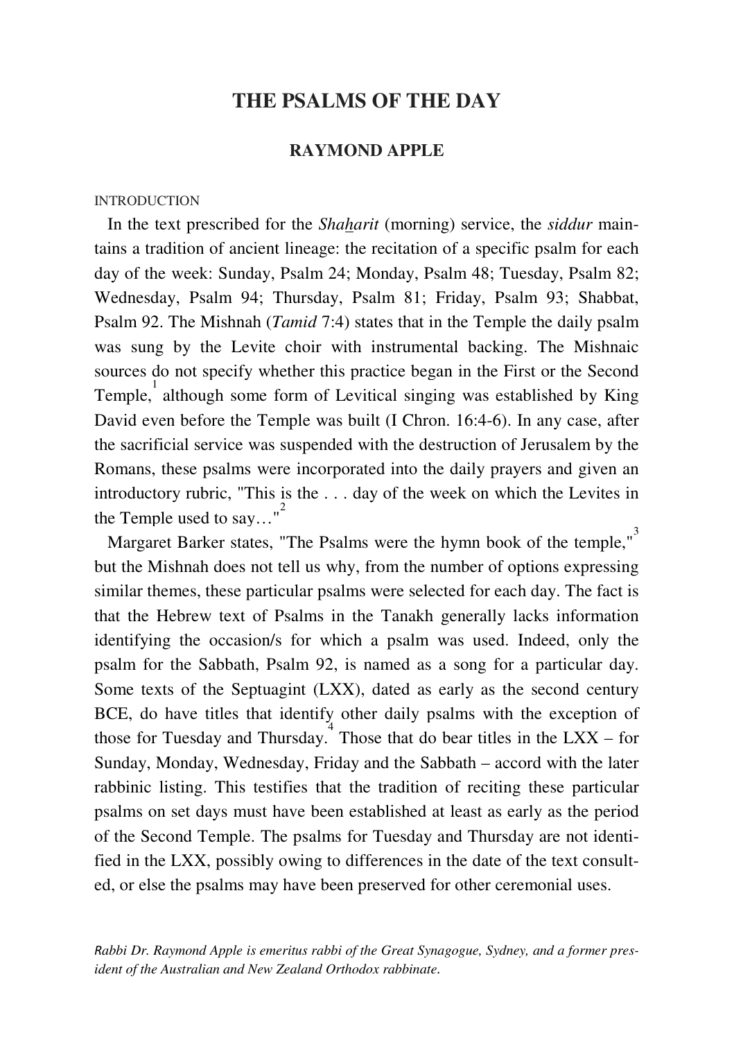# THE PSALMS OF THE DAY

## RAYMOND APPLE

INTRODUCTION

In the text prescribed for the *Shaharit* (morning) service, the *siddur* maintains a tradition of ancient lineage: the recitation of a specific psalm for each day of the week: Sunday, Psalm 24; Monday, Psalm 48; Tuesday, Psalm 82; Wednesday, Psalm 94; Thursday, Psalm 81; Friday, Psalm 93; Shabbat, Psalm 92. The Mishnah (*Tamid* 7:4) states that in the Temple the daily psalm was sung by the Levite choir with instrumental backing. The Mishnaic sources do not specify whether this practice began in the First or the Second Temple,[1] although some form of Levitical singing was established by King David even before the Temple was built (I Chron. 16:4-6). In any case, after the sacrificial service was suspended with the destruction of Jerusalem by the Romans, these psalms were incorporated into the daily prayers and given an introductory rubric, "This is the . . . day of the week on which the Levites in the Temple used to say…"[2]

Margaret Barker states, "The Psalms were the hymn book of the temple,"[3] but the Mishnah does not tell us why, from the number of options expressing similar themes, these particular psalms were selected for each day. The fact is that the Hebrew text of Psalms in the Tanakh generally lacks information identifying the occasion/s for which a psalm was used. Indeed, only the psalm for the Sabbath, Psalm 92, is named as a song for a particular day. Some texts of the Septuagint (LXX), dated as early as the second century BCE, do have titles that identify other daily psalms with the exception of those for Tuesday and Thursday.[4] Those that do bear titles in the LXX – for Sunday, Monday, Wednesday, Friday and the Sabbath – accord with the later rabbinic listing. This testifies that the tradition of reciting these particular psalms on set days must have been established at least as early as the period of the Second Temple. The psalms for Tuesday and Thursday are not identified in the LXX, possibly owing to differences in the date of the text consulted, or else the psalms may have been preserved for other ceremonial uses.

*Rabbi Dr. Raymond Apple is emeritus rabbi of the Great Synagogue, Sydney, and a former president of the Australian and New Zealand Orthodox rabbinate.*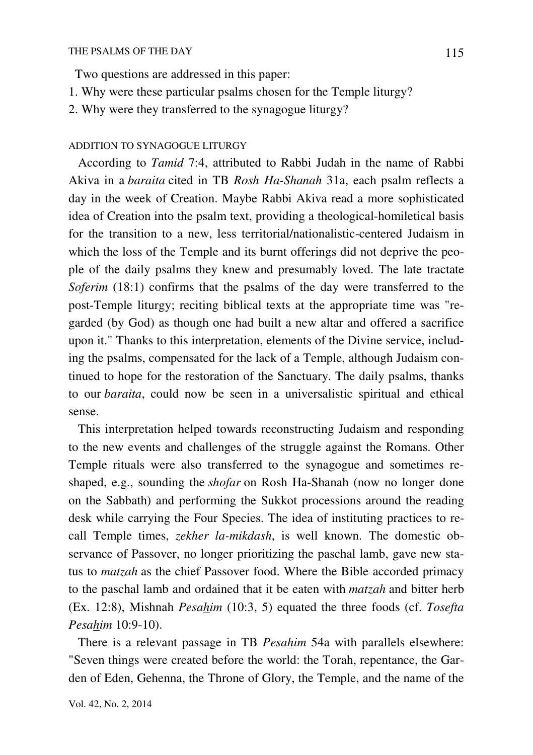Two questions are addressed in this paper:

1. Why were these particular psalms chosen for the Temple liturgy?
2. Why were they transferred to the synagogue liturgy?

## ADDITION TO SYNAGOGUE LITURGY

According to *Tamid* 7:4, attributed to Rabbi Judah in the name of Rabbi Akiva in a *baraita* cited in TB *Rosh Ha-Shanah* 31a, each psalm reflects a day in the week of Creation. Maybe Rabbi Akiva read a more sophisticated idea of Creation into the psalm text, providing a theological-homiletical basis for the transition to a new, less territorial/nationalistic-centered Judaism in which the loss of the Temple and its burnt offerings did not deprive the people of the daily psalms they knew and presumably loved. The late tractate *Soferim* (18:1) confirms that the psalms of the day were transferred to the post-Temple liturgy; reciting biblical texts at the appropriate time was "regarded (by God) as though one had built a new altar and offered a sacrifice upon it." Thanks to this interpretation, elements of the Divine service, including the psalms, compensated for the lack of a Temple, although Judaism continued to hope for the restoration of the Sanctuary. The daily psalms, thanks to our *baraita*, could now be seen in a universalistic spiritual and ethical sense.

This interpretation helped towards reconstructing Judaism and responding to the new events and challenges of the struggle against the Romans. Other Temple rituals were also transferred to the synagogue and sometimes reshaped, e.g., sounding the *shofar* on Rosh Ha-Shanah (now no longer done on the Sabbath) and performing the Sukkot processions around the reading desk while carrying the Four Species. The idea of instituting practices to recall Temple times, *zekher la-mikdash*, is well known. The domestic observance of Passover, no longer prioritizing the paschal lamb, gave new status to *matzah* as the chief Passover food. Where the Bible accorded primacy to the paschal lamb and ordained that it be eaten with *matzah* and bitter herb (Ex. 12:8), Mishnah *Pesa<u>h</u>im* (10:3, 5) equated the three foods (cf. *Tosefta Pesa<u>h</u>im* 10:9-10).

There is a relevant passage in TB *Pesa<u>h</u>im* 54a with parallels elsewhere: "Seven things were created before the world: the Torah, repentance, the Garden of Eden, Gehenna, the Throne of Glory, the Temple, and the name of the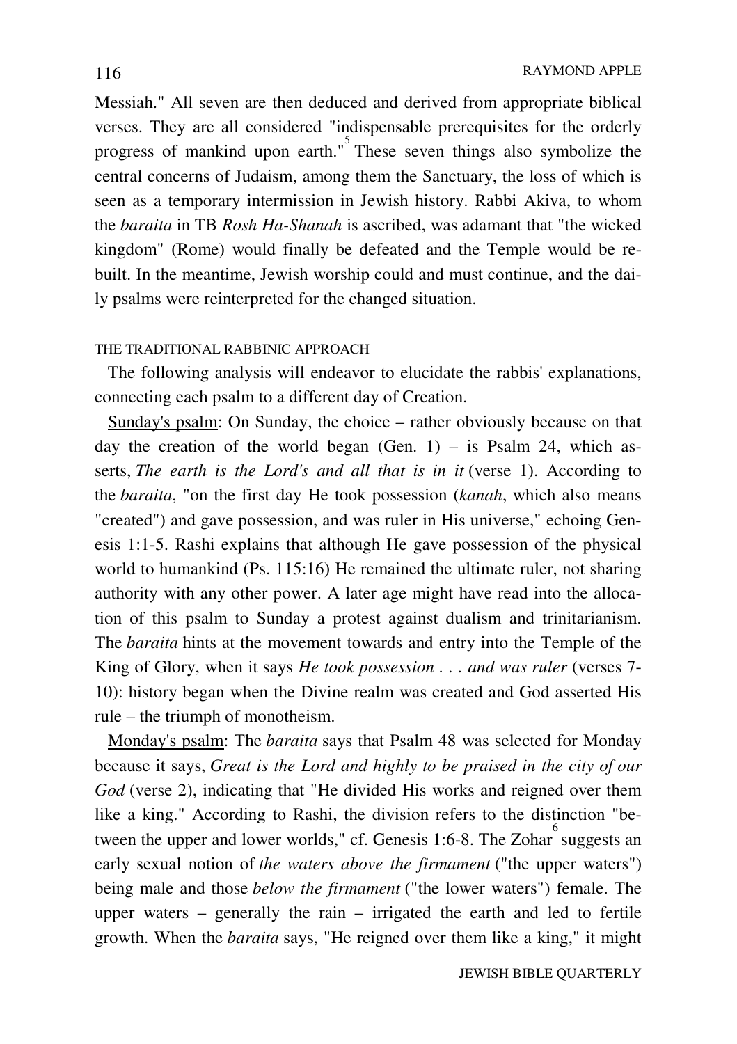Messiah." All seven are then deduced and derived from appropriate biblical verses. They are all considered "indispensable prerequisites for the orderly progress of mankind upon earth."[5] These seven things also symbolize the central concerns of Judaism, among them the Sanctuary, the loss of which is seen as a temporary intermission in Jewish history. Rabbi Akiva, to whom the *baraita* in TB *Rosh Ha-Shanah* is ascribed, was adamant that "the wicked kingdom" (Rome) would finally be defeated and the Temple would be rebuilt. In the meantime, Jewish worship could and must continue, and the daily psalms were reinterpreted for the changed situation.

## THE TRADITIONAL RABBINIC APPROACH

The following analysis will endeavor to elucidate the rabbis' explanations, connecting each psalm to a different day of Creation.

Sunday's psalm: On Sunday, the choice – rather obviously because on that day the creation of the world began (Gen. 1) – is Psalm 24, which asserts, *The earth is the Lord's and all that is in it* (verse 1). According to the *baraita*, "on the first day He took possession (*kanah*, which also means "created") and gave possession, and was ruler in His universe," echoing Genesis 1:1-5. Rashi explains that although He gave possession of the physical world to humankind (Ps. 115:16) He remained the ultimate ruler, not sharing authority with any other power. A later age might have read into the allocation of this psalm to Sunday a protest against dualism and trinitarianism. The *baraita* hints at the movement towards and entry into the Temple of the King of Glory, when it says *He took possession . . . and was ruler* (verses 7-10): history began when the Divine realm was created and God asserted His rule – the triumph of monotheism.

Monday's psalm: The *baraita* says that Psalm 48 was selected for Monday because it says, *Great is the Lord and highly to be praised in the city of our God* (verse 2), indicating that "He divided His works and reigned over them like a king." According to Rashi, the division refers to the distinction "between the upper and lower worlds," cf. Genesis 1:6-8. The Zohar[6] suggests an early sexual notion of *the waters above the firmament* ("the upper waters") being male and those *below the firmament* ("the lower waters") female. The upper waters – generally the rain – irrigated the earth and led to fertile growth. When the *baraita* says, "He reigned over them like a king," it might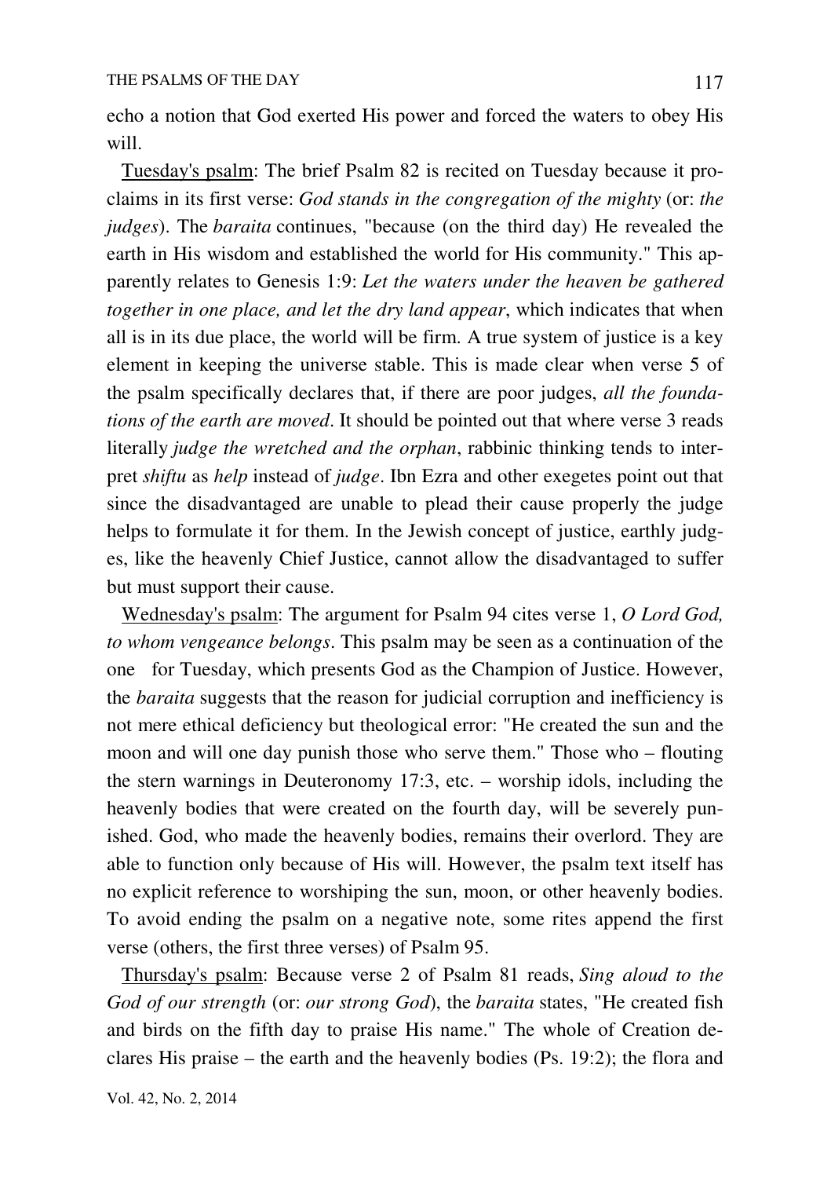echo a notion that God exerted His power and forced the waters to obey His will.

Tuesday's psalm: The brief Psalm 82 is recited on Tuesday because it proclaims in its first verse: *God stands in the congregation of the mighty* (or: *the judges*). The *baraita* continues, "because (on the third day) He revealed the earth in His wisdom and established the world for His community." This apparently relates to Genesis 1:9: *Let the waters under the heaven be gathered together in one place, and let the dry land appear*, which indicates that when all is in its due place, the world will be firm. A true system of justice is a key element in keeping the universe stable. This is made clear when verse 5 of the psalm specifically declares that, if there are poor judges, *all the foundations of the earth are moved*. It should be pointed out that where verse 3 reads literally *judge the wretched and the orphan*, rabbinic thinking tends to interpret *shiftu* as *help* instead of *judge*. Ibn Ezra and other exegetes point out that since the disadvantaged are unable to plead their cause properly the judge helps to formulate it for them. In the Jewish concept of justice, earthly judges, like the heavenly Chief Justice, cannot allow the disadvantaged to suffer but must support their cause.

Wednesday's psalm: The argument for Psalm 94 cites verse 1, *O Lord God, to whom vengeance belongs*. This psalm may be seen as a continuation of the one for Tuesday, which presents God as the Champion of Justice. However, the *baraita* suggests that the reason for judicial corruption and inefficiency is not mere ethical deficiency but theological error: "He created the sun and the moon and will one day punish those who serve them." Those who – flouting the stern warnings in Deuteronomy 17:3, etc. – worship idols, including the heavenly bodies that were created on the fourth day, will be severely punished. God, who made the heavenly bodies, remains their overlord. They are able to function only because of His will. However, the psalm text itself has no explicit reference to worshiping the sun, moon, or other heavenly bodies. To avoid ending the psalm on a negative note, some rites append the first verse (others, the first three verses) of Psalm 95.

Thursday's psalm: Because verse 2 of Psalm 81 reads, *Sing aloud to the God of our strength* (or: *our strong God*), the *baraita* states, "He created fish and birds on the fifth day to praise His name." The whole of Creation declares His praise – the earth and the heavenly bodies (Ps. 19:2); the flora and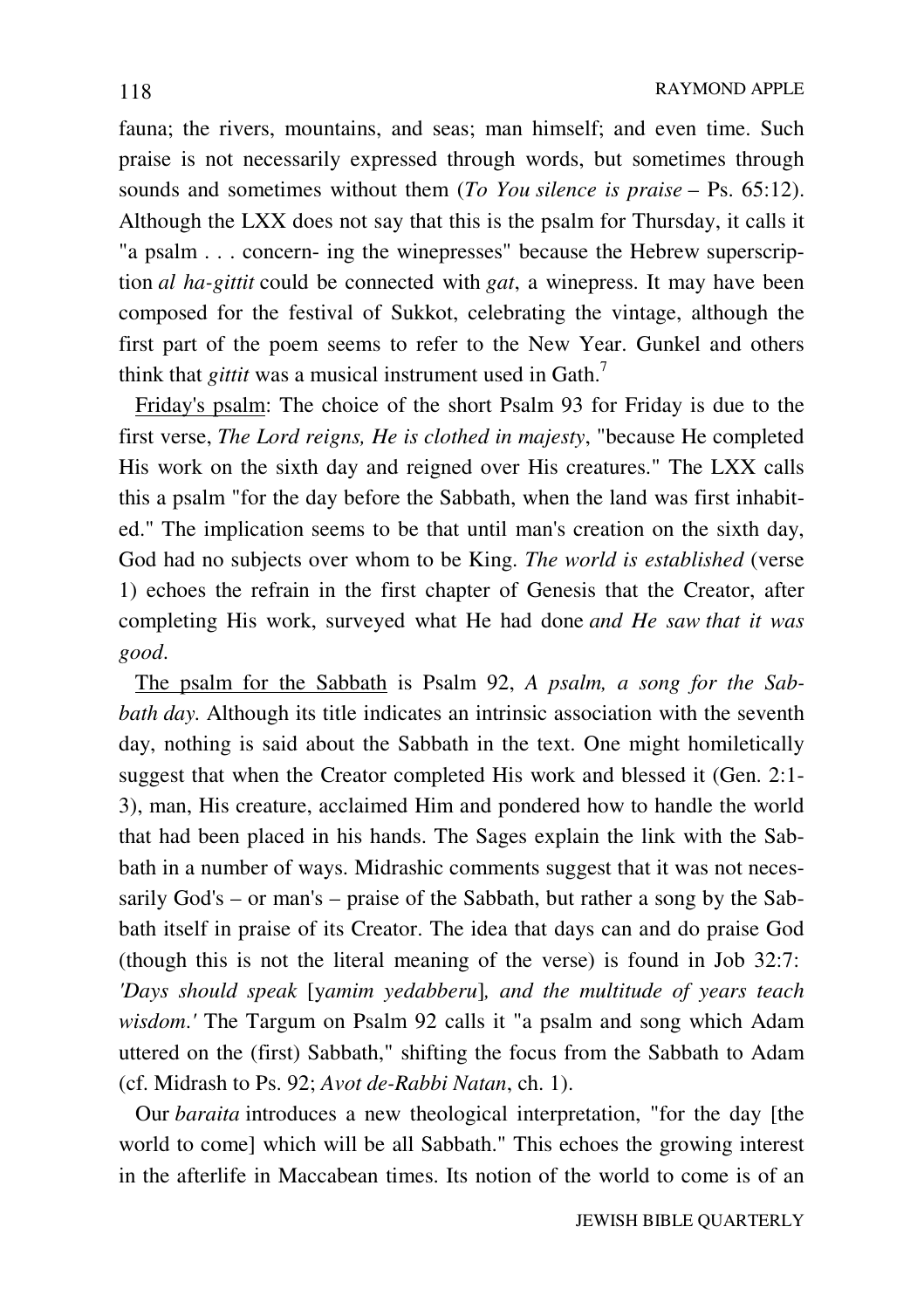fauna; the rivers, mountains, and seas; man himself; and even time. Such praise is not necessarily expressed through words, but sometimes through sounds and sometimes without them (*To You silence is praise* – Ps. 65:12). Although the LXX does not say that this is the psalm for Thursday, it calls it "a psalm . . . concern- ing the winepresses" because the Hebrew superscription *al ha-gittit* could be connected with *gat*, a winepress. It may have been composed for the festival of Sukkot, celebrating the vintage, although the first part of the poem seems to refer to the New Year. Gunkel and others think that *gittit* was a musical instrument used in Gath.[7]

Friday's psalm: The choice of the short Psalm 93 for Friday is due to the first verse, *The Lord reigns, He is clothed in majesty*, "because He completed His work on the sixth day and reigned over His creatures." The LXX calls this a psalm "for the day before the Sabbath, when the land was first inhabited." The implication seems to be that until man's creation on the sixth day, God had no subjects over whom to be King. *The world is established* (verse 1) echoes the refrain in the first chapter of Genesis that the Creator, after completing His work, surveyed what He had done *and He saw that it was good*.

The psalm for the Sabbath is Psalm 92, *A psalm, a song for the Sabbath day.* Although its title indicates an intrinsic association with the seventh day, nothing is said about the Sabbath in the text. One might homiletically suggest that when the Creator completed His work and blessed it (Gen. 2:1-3), man, His creature, acclaimed Him and pondered how to handle the world that had been placed in his hands. The Sages explain the link with the Sabbath in a number of ways. Midrashic comments suggest that it was not necessarily God's – or man's – praise of the Sabbath, but rather a song by the Sabbath itself in praise of its Creator. The idea that days can and do praise God (though this is not the literal meaning of the verse) is found in Job 32:7: *'Days should speak* [y*amim yedabberu*]*, and the multitude of years teach wisdom.'* The Targum on Psalm 92 calls it "a psalm and song which Adam uttered on the (first) Sabbath," shifting the focus from the Sabbath to Adam (cf. Midrash to Ps. 92; *Avot de-Rabbi Natan*, ch. 1).

Our *baraita* introduces a new theological interpretation, "for the day [the world to come] which will be all Sabbath." This echoes the growing interest in the afterlife in Maccabean times. Its notion of the world to come is of an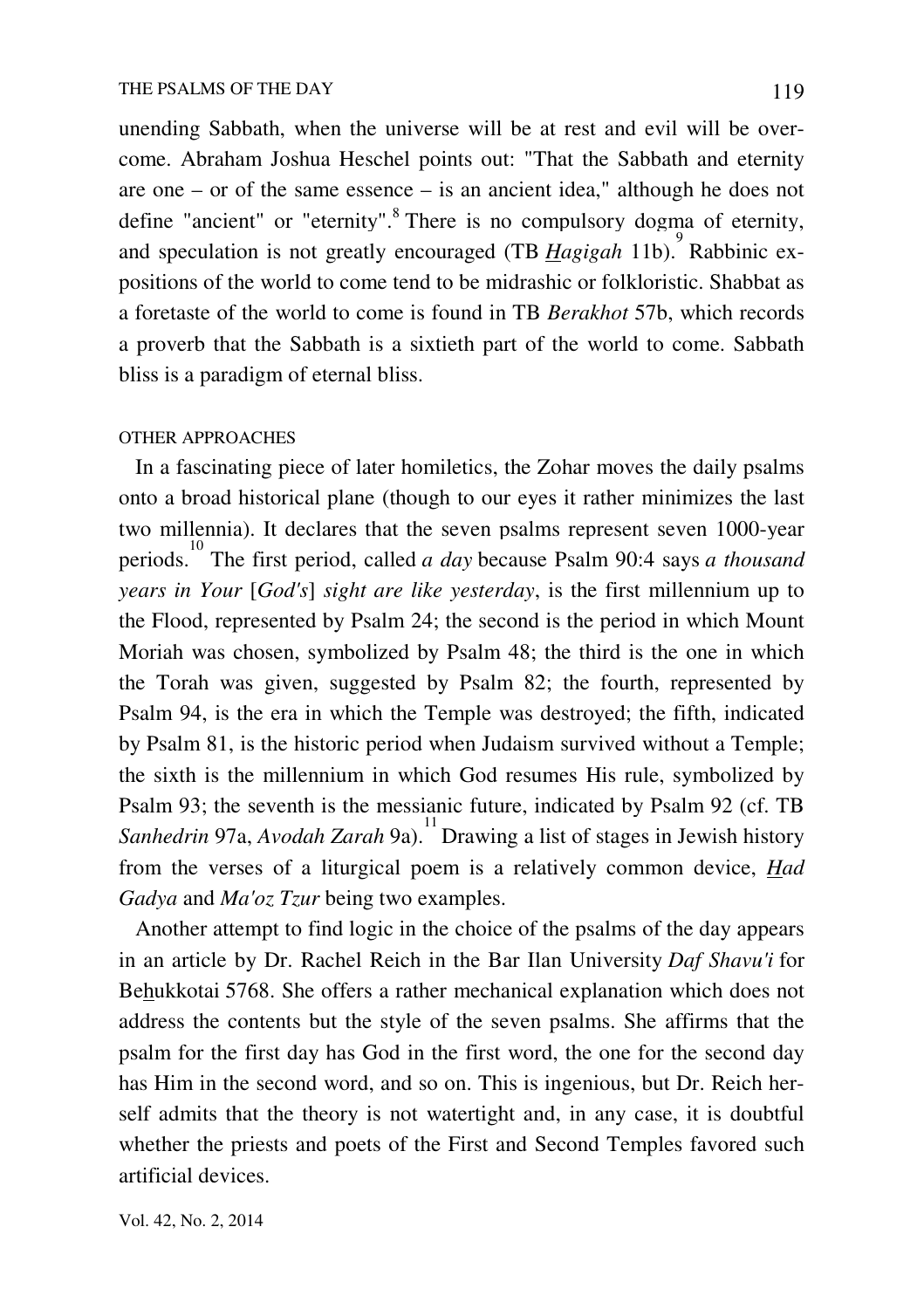unending Sabbath, when the universe will be at rest and evil will be overcome. Abraham Joshua Heschel points out: "That the Sabbath and eternity are one – or of the same essence – is an ancient idea," although he does not define "ancient" or "eternity".[8] There is no compulsory dogma of eternity, and speculation is not greatly encouraged (TB *Hagigah* 11b).[9] Rabbinic expositions of the world to come tend to be midrashic or folkloristic. Shabbat as a foretaste of the world to come is found in TB *Berakhot* 57b, which records a proverb that the Sabbath is a sixtieth part of the world to come. Sabbath bliss is a paradigm of eternal bliss.

## OTHER APPROACHES

In a fascinating piece of later homiletics, the Zohar moves the daily psalms onto a broad historical plane (though to our eyes it rather minimizes the last two millennia). It declares that the seven psalms represent seven 1000-year periods.[10] The first period, called *a day* because Psalm 90:4 says *a thousand years in Your* [*God's*] *sight are like yesterday*, is the first millennium up to the Flood, represented by Psalm 24; the second is the period in which Mount Moriah was chosen, symbolized by Psalm 48; the third is the one in which the Torah was given, suggested by Psalm 82; the fourth, represented by Psalm 94, is the era in which the Temple was destroyed; the fifth, indicated by Psalm 81, is the historic period when Judaism survived without a Temple; the sixth is the millennium in which God resumes His rule, symbolized by Psalm 93; the seventh is the messianic future, indicated by Psalm 92 (cf. TB *Sanhedrin* 97a, *Avodah Zarah* 9a).[11] Drawing a list of stages in Jewish history from the verses of a liturgical poem is a relatively common device, *Had Gadya* and *Ma'oz Tzur* being two examples.

Another attempt to find logic in the choice of the psalms of the day appears in an article by Dr. Rachel Reich in the Bar Ilan University *Daf Shavu'i* for Behukkotai 5768. She offers a rather mechanical explanation which does not address the contents but the style of the seven psalms. She affirms that the psalm for the first day has God in the first word, the one for the second day has Him in the second word, and so on. This is ingenious, but Dr. Reich herself admits that the theory is not watertight and, in any case, it is doubtful whether the priests and poets of the First and Second Temples favored such artificial devices.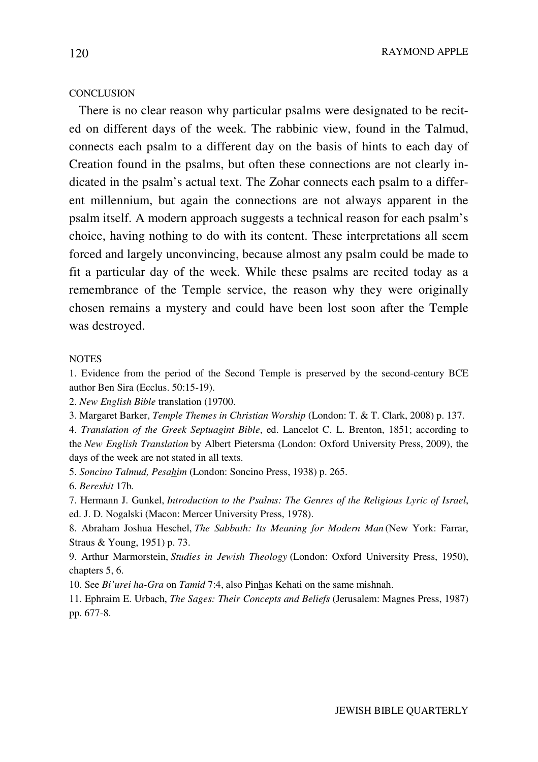## CONCLUSION

There is no clear reason why particular psalms were designated to be recited on different days of the week. The rabbinic view, found in the Talmud, connects each psalm to a different day on the basis of hints to each day of Creation found in the psalms, but often these connections are not clearly indicated in the psalm's actual text. The Zohar connects each psalm to a different millennium, but again the connections are not always apparent in the psalm itself. A modern approach suggests a technical reason for each psalm's choice, having nothing to do with its content. These interpretations all seem forced and largely unconvincing, because almost any psalm could be made to fit a particular day of the week. While these psalms are recited today as a remembrance of the Temple service, the reason why they were originally chosen remains a mystery and could have been lost soon after the Temple was destroyed.

## NOTES

1. Evidence from the period of the Second Temple is preserved by the second-century BCE author Ben Sira (Ecclus. 50:15-19).
2. *New English Bible* translation (19700.
3. Margaret Barker, *Temple Themes in Christian Worship* (London: T. & T. Clark, 2008) p. 137.
4. *Translation of the Greek Septuagint Bible*, ed. Lancelot C. L. Brenton, 1851; according to the *New English Translation* by Albert Pietersma (London: Oxford University Press, 2009), the days of the week are not stated in all texts.
5. *Soncino Talmud, Pesahim* (London: Soncino Press, 1938) p. 265.
6. *Bereshit* 17b.
7. Hermann J. Gunkel, *Introduction to the Psalms: The Genres of the Religious Lyric of Israel*, ed. J. D. Nogalski (Macon: Mercer University Press, 1978).
8. Abraham Joshua Heschel, *The Sabbath: Its Meaning for Modern Man* (New York: Farrar, Straus & Young, 1951) p. 73.
9. Arthur Marmorstein, *Studies in Jewish Theology* (London: Oxford University Press, 1950), chapters 5, 6.
10. See *Bi'urei ha-Gra* on *Tamid* 7:4, also Pinhas Kehati on the same mishnah.
11. Ephraim E. Urbach, *The Sages: Their Concepts and Beliefs* (Jerusalem: Magnes Press, 1987) pp. 677-8.